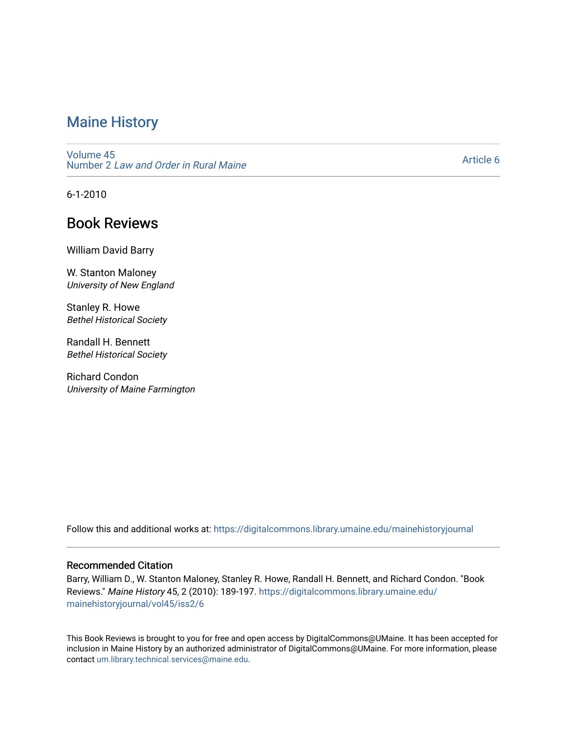# Maine History

Volume 45
Number 2 *Law and Order in Rural Maine*

Article 6

6-1-2010

## Book Reviews

William David Barry

W. Stanton Maloney
*University of New England*

Stanley R. Howe
*Bethel Historical Society*

Randall H. Bennett
*Bethel Historical Society*

Richard Condon
*University of Maine Farmington*

Follow this and additional works at: https://digitalcommons.library.umaine.edu/mainehistoryjournal

### Recommended Citation

Barry, William D., W. Stanton Maloney, Stanley R. Howe, Randall H. Bennett, and Richard Condon. "Book Reviews." *Maine History* 45, 2 (2010): 189-197. https://digitalcommons.library.umaine.edu/mainehistoryjournal/vol45/iss2/6

This Book Reviews is brought to you for free and open access by DigitalCommons@UMaine. It has been accepted for inclusion in Maine History by an authorized administrator of DigitalCommons@UMaine. For more information, please contact um.library.technical.services@maine.edu.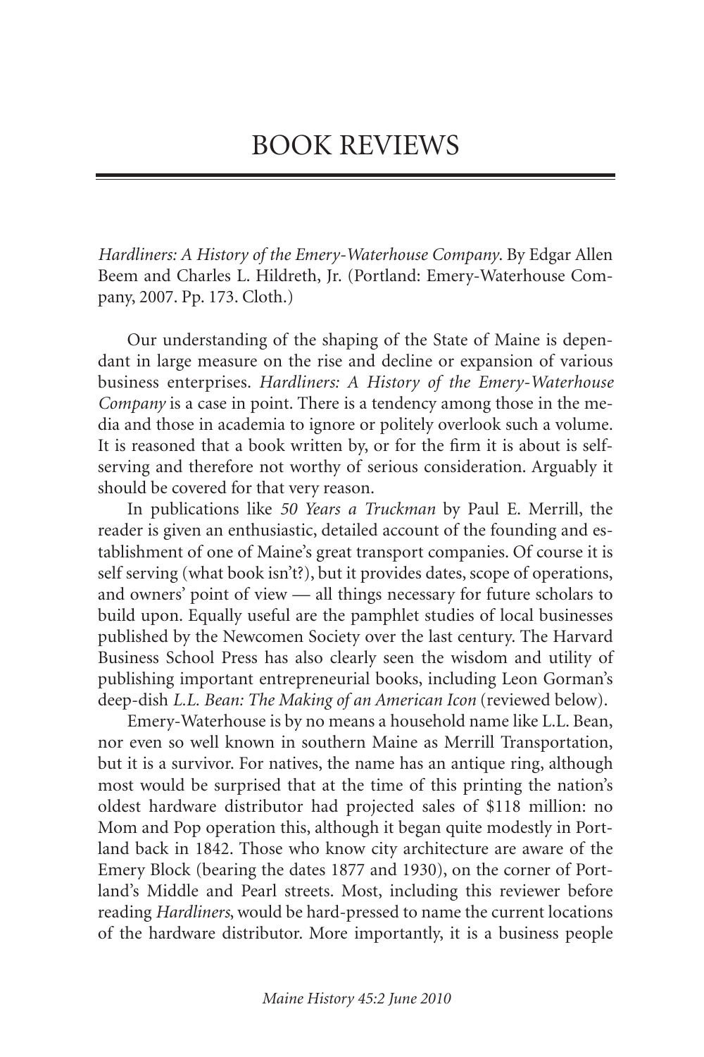# BOOK REVIEWS

*Hardliners: A History of the Emery-Waterhouse Company*. By Edgar Allen Beem and Charles L. Hildreth, Jr. (Portland: Emery-Waterhouse Company, 2007. Pp. 173. Cloth.)

Our understanding of the shaping of the State of Maine is dependant in large measure on the rise and decline or expansion of various business enterprises. *Hardliners: A History of the Emery-Waterhouse Company* is a case in point. There is a tendency among those in the media and those in academia to ignore or politely overlook such a volume. It is reasoned that a book written by, or for the firm it is about is self-serving and therefore not worthy of serious consideration. Arguably it should be covered for that very reason.

In publications like *50 Years a Truckman* by Paul E. Merrill, the reader is given an enthusiastic, detailed account of the founding and establishment of one of Maine's great transport companies. Of course it is self serving (what book isn't?), but it provides dates, scope of operations, and owners' point of view — all things necessary for future scholars to build upon. Equally useful are the pamphlet studies of local businesses published by the Newcomen Society over the last century. The Harvard Business School Press has also clearly seen the wisdom and utility of publishing important entrepreneurial books, including Leon Gorman's deep-dish *L.L. Bean: The Making of an American Icon* (reviewed below).

Emery-Waterhouse is by no means a household name like L.L. Bean, nor even so well known in southern Maine as Merrill Transportation, but it is a survivor. For natives, the name has an antique ring, although most would be surprised that at the time of this printing the nation's oldest hardware distributor had projected sales of $118 million: no Mom and Pop operation this, although it began quite modestly in Portland back in 1842. Those who know city architecture are aware of the Emery Block (bearing the dates 1877 and 1930), on the corner of Portland's Middle and Pearl streets. Most, including this reviewer before reading *Hardliners*, would be hard-pressed to name the current locations of the hardware distributor. More importantly, it is a business people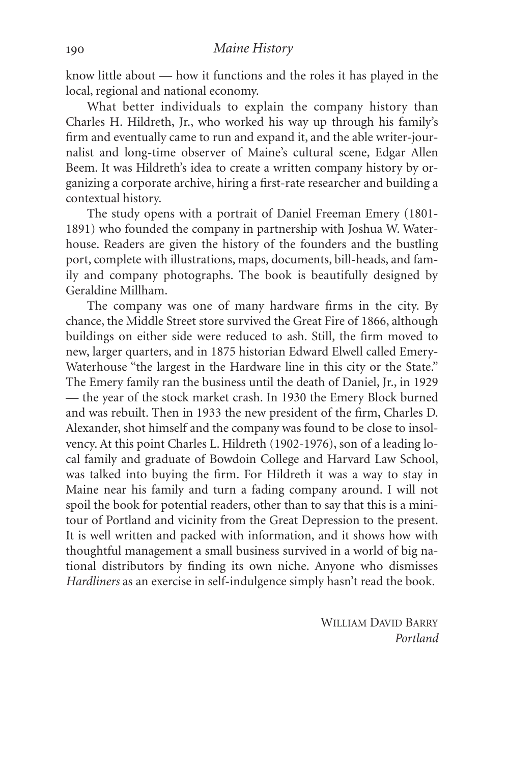know little about — how it functions and the roles it has played in the local, regional and national economy.

What better individuals to explain the company history than Charles H. Hildreth, Jr., who worked his way up through his family's firm and eventually came to run and expand it, and the able writer-journalist and long-time observer of Maine's cultural scene, Edgar Allen Beem. It was Hildreth's idea to create a written company history by organizing a corporate archive, hiring a first-rate researcher and building a contextual history.

The study opens with a portrait of Daniel Freeman Emery (1801-1891) who founded the company in partnership with Joshua W. Waterhouse. Readers are given the history of the founders and the bustling port, complete with illustrations, maps, documents, bill-heads, and family and company photographs. The book is beautifully designed by Geraldine Millham.

The company was one of many hardware firms in the city. By chance, the Middle Street store survived the Great Fire of 1866, although buildings on either side were reduced to ash. Still, the firm moved to new, larger quarters, and in 1875 historian Edward Elwell called Emery-Waterhouse "the largest in the Hardware line in this city or the State." The Emery family ran the business until the death of Daniel, Jr., in 1929 — the year of the stock market crash. In 1930 the Emery Block burned and was rebuilt. Then in 1933 the new president of the firm, Charles D. Alexander, shot himself and the company was found to be close to insolvency. At this point Charles L. Hildreth (1902-1976), son of a leading local family and graduate of Bowdoin College and Harvard Law School, was talked into buying the firm. For Hildreth it was a way to stay in Maine near his family and turn a fading company around. I will not spoil the book for potential readers, other than to say that this is a mini-tour of Portland and vicinity from the Great Depression to the present. It is well written and packed with information, and it shows how with thoughtful management a small business survived in a world of big national distributors by finding its own niche. Anyone who dismisses *Hardliners* as an exercise in self-indulgence simply hasn't read the book.

WILLIAM DAVID BARRY
*Portland*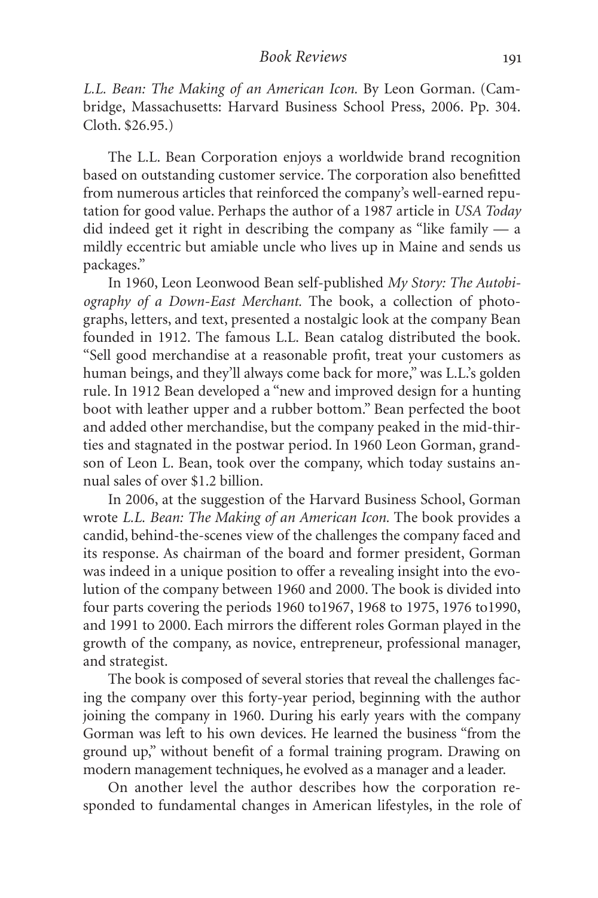*L.L. Bean: The Making of an American Icon.* By Leon Gorman. (Cambridge, Massachusetts: Harvard Business School Press, 2006. Pp. 304. Cloth. $26.95.)

The L.L. Bean Corporation enjoys a worldwide brand recognition based on outstanding customer service. The corporation also benefitted from numerous articles that reinforced the company's well-earned reputation for good value. Perhaps the author of a 1987 article in *USA Today* did indeed get it right in describing the company as "like family — a mildly eccentric but amiable uncle who lives up in Maine and sends us packages."

In 1960, Leon Leonwood Bean self-published *My Story: The Autobiography of a Down-East Merchant.* The book, a collection of photographs, letters, and text, presented a nostalgic look at the company Bean founded in 1912. The famous L.L. Bean catalog distributed the book. "Sell good merchandise at a reasonable profit, treat your customers as human beings, and they'll always come back for more," was L.L.'s golden rule. In 1912 Bean developed a "new and improved design for a hunting boot with leather upper and a rubber bottom." Bean perfected the boot and added other merchandise, but the company peaked in the mid-thirties and stagnated in the postwar period. In 1960 Leon Gorman, grandson of Leon L. Bean, took over the company, which today sustains annual sales of over $1.2 billion.

In 2006, at the suggestion of the Harvard Business School, Gorman wrote *L.L. Bean: The Making of an American Icon.* The book provides a candid, behind-the-scenes view of the challenges the company faced and its response. As chairman of the board and former president, Gorman was indeed in a unique position to offer a revealing insight into the evolution of the company between 1960 and 2000. The book is divided into four parts covering the periods 1960 to1967, 1968 to 1975, 1976 to1990, and 1991 to 2000. Each mirrors the different roles Gorman played in the growth of the company, as novice, entrepreneur, professional manager, and strategist.

The book is composed of several stories that reveal the challenges facing the company over this forty-year period, beginning with the author joining the company in 1960. During his early years with the company Gorman was left to his own devices. He learned the business "from the ground up," without benefit of a formal training program. Drawing on modern management techniques, he evolved as a manager and a leader.

On another level the author describes how the corporation responded to fundamental changes in American lifestyles, in the role of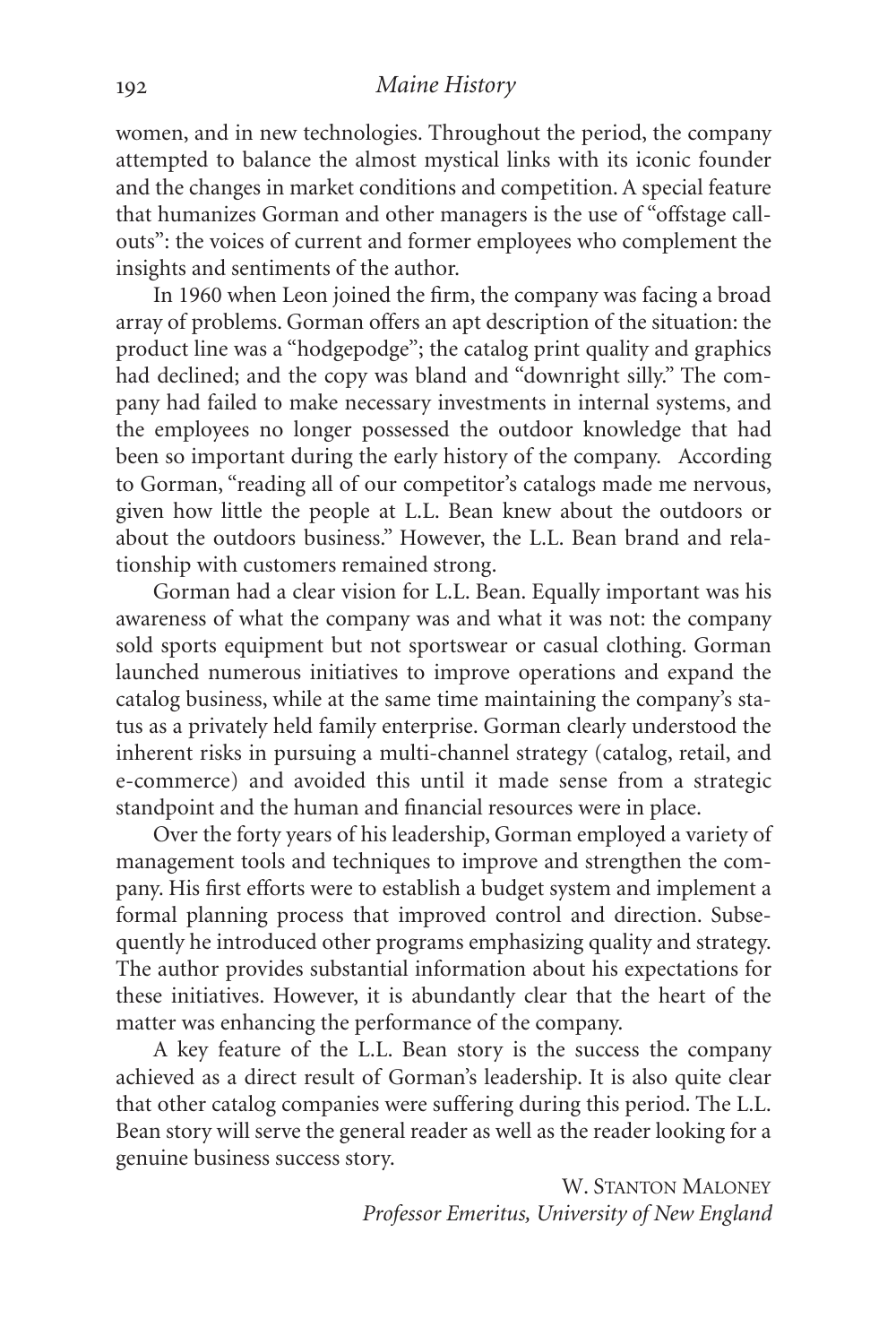women, and in new technologies. Throughout the period, the company attempted to balance the almost mystical links with its iconic founder and the changes in market conditions and competition. A special feature that humanizes Gorman and other managers is the use of "offstage callouts": the voices of current and former employees who complement the insights and sentiments of the author.

In 1960 when Leon joined the firm, the company was facing a broad array of problems. Gorman offers an apt description of the situation: the product line was a "hodgepodge"; the catalog print quality and graphics had declined; and the copy was bland and "downright silly." The company had failed to make necessary investments in internal systems, and the employees no longer possessed the outdoor knowledge that had been so important during the early history of the company. According to Gorman, "reading all of our competitor's catalogs made me nervous, given how little the people at L.L. Bean knew about the outdoors or about the outdoors business." However, the L.L. Bean brand and relationship with customers remained strong.

Gorman had a clear vision for L.L. Bean. Equally important was his awareness of what the company was and what it was not: the company sold sports equipment but not sportswear or casual clothing. Gorman launched numerous initiatives to improve operations and expand the catalog business, while at the same time maintaining the company's status as a privately held family enterprise. Gorman clearly understood the inherent risks in pursuing a multi-channel strategy (catalog, retail, and e-commerce) and avoided this until it made sense from a strategic standpoint and the human and financial resources were in place.

Over the forty years of his leadership, Gorman employed a variety of management tools and techniques to improve and strengthen the company. His first efforts were to establish a budget system and implement a formal planning process that improved control and direction. Subsequently he introduced other programs emphasizing quality and strategy. The author provides substantial information about his expectations for these initiatives. However, it is abundantly clear that the heart of the matter was enhancing the performance of the company.

A key feature of the L.L. Bean story is the success the company achieved as a direct result of Gorman's leadership. It is also quite clear that other catalog companies were suffering during this period. The L.L. Bean story will serve the general reader as well as the reader looking for a genuine business success story.

W. Stanton Maloney
*Professor Emeritus, University of New England*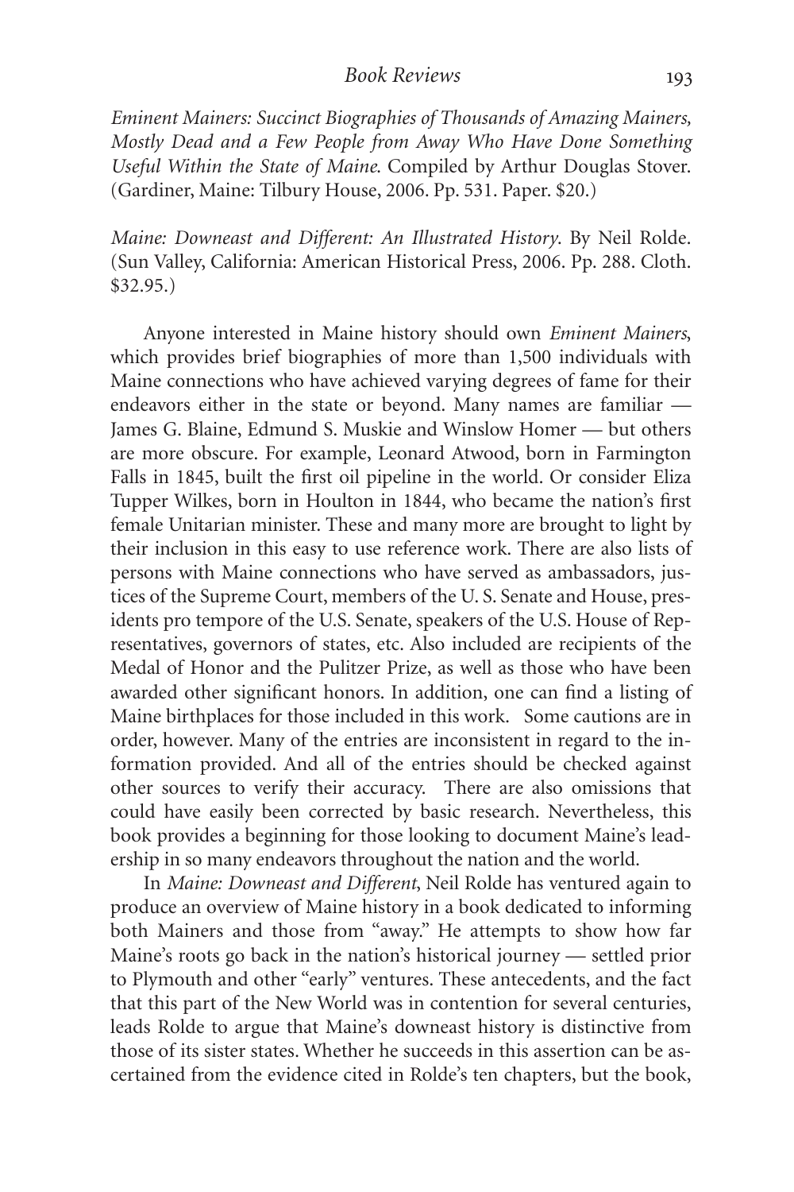*Eminent Mainers: Succinct Biographies of Thousands of Amazing Mainers, Mostly Dead and a Few People from Away Who Have Done Something Useful Within the State of Maine*. Compiled by Arthur Douglas Stover. (Gardiner, Maine: Tilbury House, 2006. Pp. 531. Paper. $20.)

*Maine: Downeast and Different: An Illustrated History*. By Neil Rolde. (Sun Valley, California: American Historical Press, 2006. Pp. 288. Cloth. $32.95.)

Anyone interested in Maine history should own *Eminent Mainers*, which provides brief biographies of more than 1,500 individuals with Maine connections who have achieved varying degrees of fame for their endeavors either in the state or beyond. Many names are familiar — James G. Blaine, Edmund S. Muskie and Winslow Homer — but others are more obscure. For example, Leonard Atwood, born in Farmington Falls in 1845, built the first oil pipeline in the world. Or consider Eliza Tupper Wilkes, born in Houlton in 1844, who became the nation's first female Unitarian minister. These and many more are brought to light by their inclusion in this easy to use reference work. There are also lists of persons with Maine connections who have served as ambassadors, justices of the Supreme Court, members of the U. S. Senate and House, presidents pro tempore of the U.S. Senate, speakers of the U.S. House of Representatives, governors of states, etc. Also included are recipients of the Medal of Honor and the Pulitzer Prize, as well as those who have been awarded other significant honors. In addition, one can find a listing of Maine birthplaces for those included in this work. Some cautions are in order, however. Many of the entries are inconsistent in regard to the information provided. And all of the entries should be checked against other sources to verify their accuracy. There are also omissions that could have easily been corrected by basic research. Nevertheless, this book provides a beginning for those looking to document Maine's leadership in so many endeavors throughout the nation and the world.

In *Maine: Downeast and Different*, Neil Rolde has ventured again to produce an overview of Maine history in a book dedicated to informing both Mainers and those from "away." He attempts to show how far Maine's roots go back in the nation's historical journey — settled prior to Plymouth and other "early" ventures. These antecedents, and the fact that this part of the New World was in contention for several centuries, leads Rolde to argue that Maine's downeast history is distinctive from those of its sister states. Whether he succeeds in this assertion can be ascertained from the evidence cited in Rolde's ten chapters, but the book,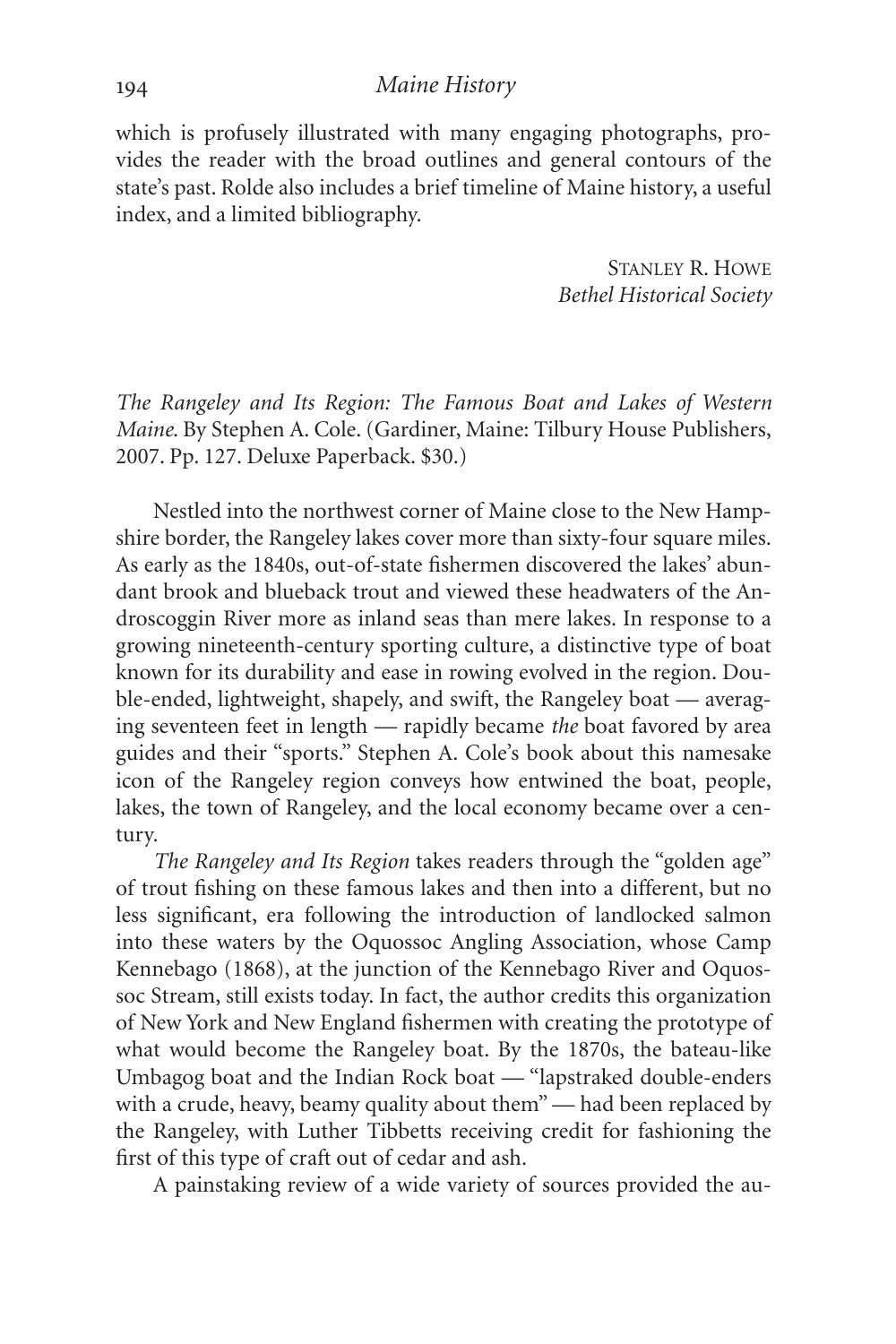which is profusely illustrated with many engaging photographs, provides the reader with the broad outlines and general contours of the state's past. Rolde also includes a brief timeline of Maine history, a useful index, and a limited bibliography.

STANLEY R. HOWE
*Bethel Historical Society*

*The Rangeley and Its Region: The Famous Boat and Lakes of Western Maine.* By Stephen A. Cole. (Gardiner, Maine: Tilbury House Publishers, 2007. Pp. 127. Deluxe Paperback. $30.)

Nestled into the northwest corner of Maine close to the New Hampshire border, the Rangeley lakes cover more than sixty-four square miles. As early as the 1840s, out-of-state fishermen discovered the lakes' abundant brook and blueback trout and viewed these headwaters of the Androscoggin River more as inland seas than mere lakes. In response to a growing nineteenth-century sporting culture, a distinctive type of boat known for its durability and ease in rowing evolved in the region. Double-ended, lightweight, shapely, and swift, the Rangeley boat — averaging seventeen feet in length — rapidly became *the* boat favored by area guides and their "sports." Stephen A. Cole's book about this namesake icon of the Rangeley region conveys how entwined the boat, people, lakes, the town of Rangeley, and the local economy became over a century.

*The Rangeley and Its Region* takes readers through the "golden age" of trout fishing on these famous lakes and then into a different, but no less significant, era following the introduction of landlocked salmon into these waters by the Oquossoc Angling Association, whose Camp Kennebago (1868), at the junction of the Kennebago River and Oquossoc Stream, still exists today. In fact, the author credits this organization of New York and New England fishermen with creating the prototype of what would become the Rangeley boat. By the 1870s, the bateau-like Umbagog boat and the Indian Rock boat — "lapstraked double-enders with a crude, heavy, beamy quality about them" — had been replaced by the Rangeley, with Luther Tibbetts receiving credit for fashioning the first of this type of craft out of cedar and ash.

A painstaking review of a wide variety of sources provided the au-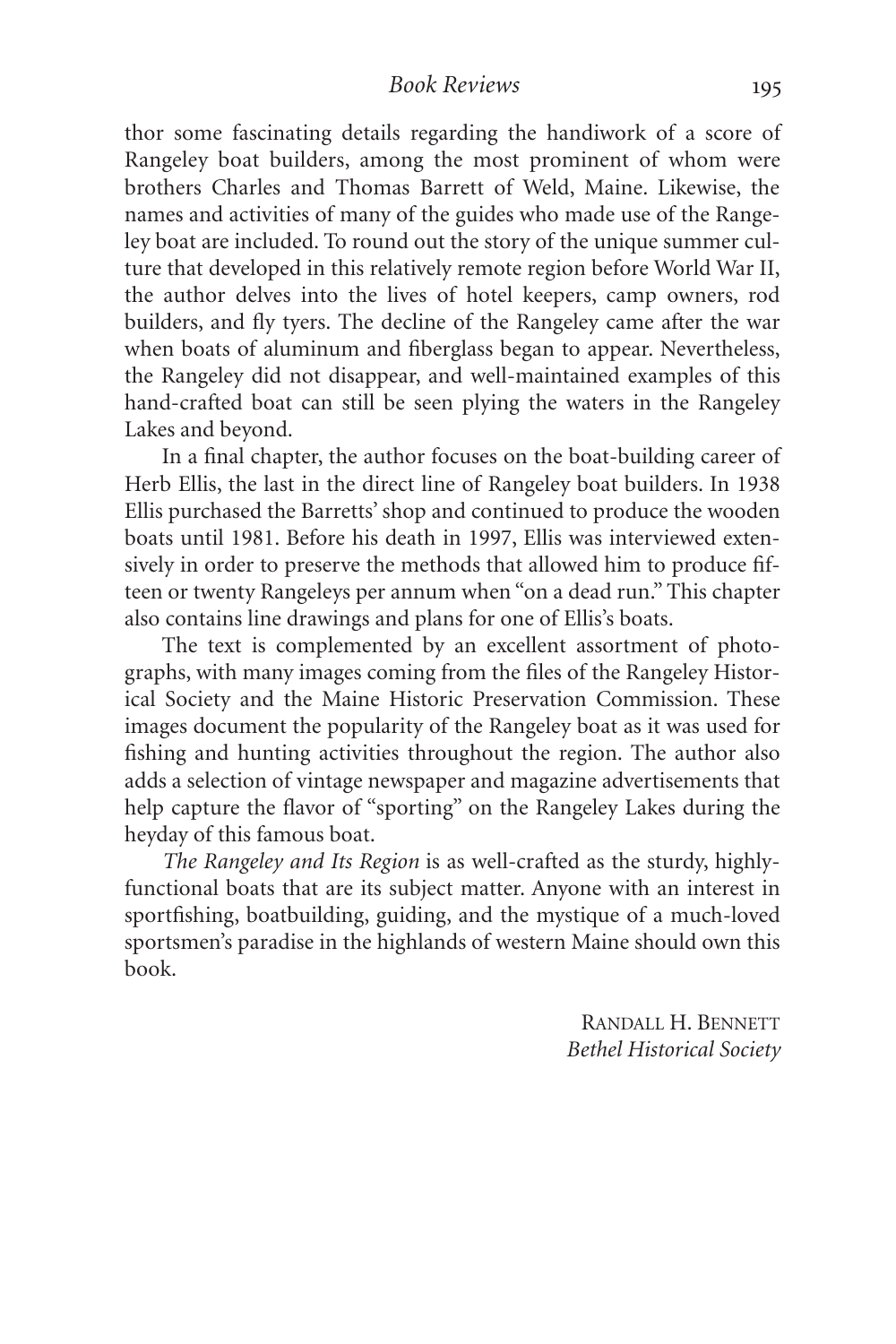thor some fascinating details regarding the handiwork of a score of Rangeley boat builders, among the most prominent of whom were brothers Charles and Thomas Barrett of Weld, Maine. Likewise, the names and activities of many of the guides who made use of the Rangeley boat are included. To round out the story of the unique summer culture that developed in this relatively remote region before World War II, the author delves into the lives of hotel keepers, camp owners, rod builders, and fly tyers. The decline of the Rangeley came after the war when boats of aluminum and fiberglass began to appear. Nevertheless, the Rangeley did not disappear, and well-maintained examples of this hand-crafted boat can still be seen plying the waters in the Rangeley Lakes and beyond.

In a final chapter, the author focuses on the boat-building career of Herb Ellis, the last in the direct line of Rangeley boat builders. In 1938 Ellis purchased the Barretts' shop and continued to produce the wooden boats until 1981. Before his death in 1997, Ellis was interviewed extensively in order to preserve the methods that allowed him to produce fifteen or twenty Rangeleys per annum when "on a dead run." This chapter also contains line drawings and plans for one of Ellis's boats.

The text is complemented by an excellent assortment of photographs, with many images coming from the files of the Rangeley Historical Society and the Maine Historic Preservation Commission. These images document the popularity of the Rangeley boat as it was used for fishing and hunting activities throughout the region. The author also adds a selection of vintage newspaper and magazine advertisements that help capture the flavor of "sporting" on the Rangeley Lakes during the heyday of this famous boat.

*The Rangeley and Its Region* is as well-crafted as the sturdy, highly-functional boats that are its subject matter. Anyone with an interest in sportfishing, boatbuilding, guiding, and the mystique of a much-loved sportsmen's paradise in the highlands of western Maine should own this book.

Randall H. Bennett
*Bethel Historical Society*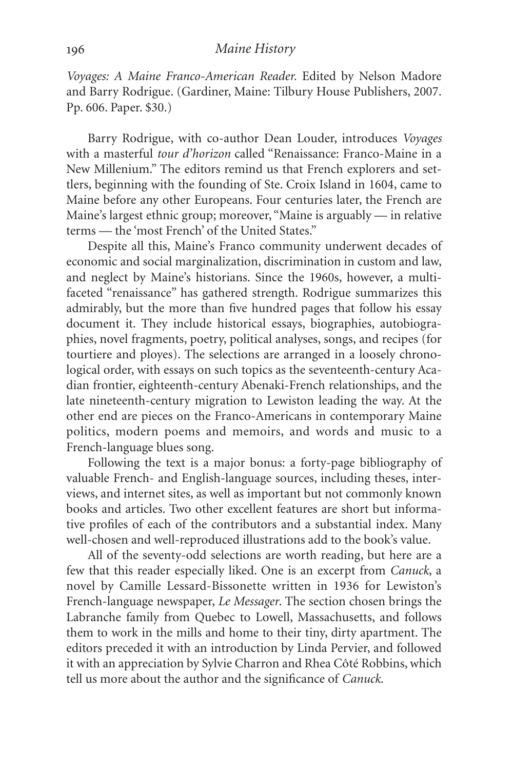*Voyages: A Maine Franco-American Reader.* Edited by Nelson Madore and Barry Rodrigue. (Gardiner, Maine: Tilbury House Publishers, 2007. Pp. 606. Paper. $30.)

Barry Rodrigue, with co-author Dean Louder, introduces *Voyages* with a masterful *tour d'horizon* called "Renaissance: Franco-Maine in a New Millenium." The editors remind us that French explorers and settlers, beginning with the founding of Ste. Croix Island in 1604, came to Maine before any other Europeans. Four centuries later, the French are Maine's largest ethnic group; moreover, "Maine is arguably — in relative terms — the 'most French' of the United States."

Despite all this, Maine's Franco community underwent decades of economic and social marginalization, discrimination in custom and law, and neglect by Maine's historians. Since the 1960s, however, a multi-faceted "renaissance" has gathered strength. Rodrigue summarizes this admirably, but the more than five hundred pages that follow his essay document it. They include historical essays, biographies, autobiographies, novel fragments, poetry, political analyses, songs, and recipes (for tourtiere and ployes). The selections are arranged in a loosely chronological order, with essays on such topics as the seventeenth-century Acadian frontier, eighteenth-century Abenaki-French relationships, and the late nineteenth-century migration to Lewiston leading the way. At the other end are pieces on the Franco-Americans in contemporary Maine politics, modern poems and memoirs, and words and music to a French-language blues song.

Following the text is a major bonus: a forty-page bibliography of valuable French- and English-language sources, including theses, interviews, and internet sites, as well as important but not commonly known books and articles. Two other excellent features are short but informative profiles of each of the contributors and a substantial index. Many well-chosen and well-reproduced illustrations add to the book's value.

All of the seventy-odd selections are worth reading, but here are a few that this reader especially liked. One is an excerpt from *Canuck*, a novel by Camille Lessard-Bissonette written in 1936 for Lewiston's French-language newspaper, *Le Messager*. The section chosen brings the Labranche family from Quebec to Lowell, Massachusetts, and follows them to work in the mills and home to their tiny, dirty apartment. The editors preceded it with an introduction by Linda Pervier, and followed it with an appreciation by Sylvie Charron and Rhea Côté Robbins, which tell us more about the author and the significance of *Canuck*.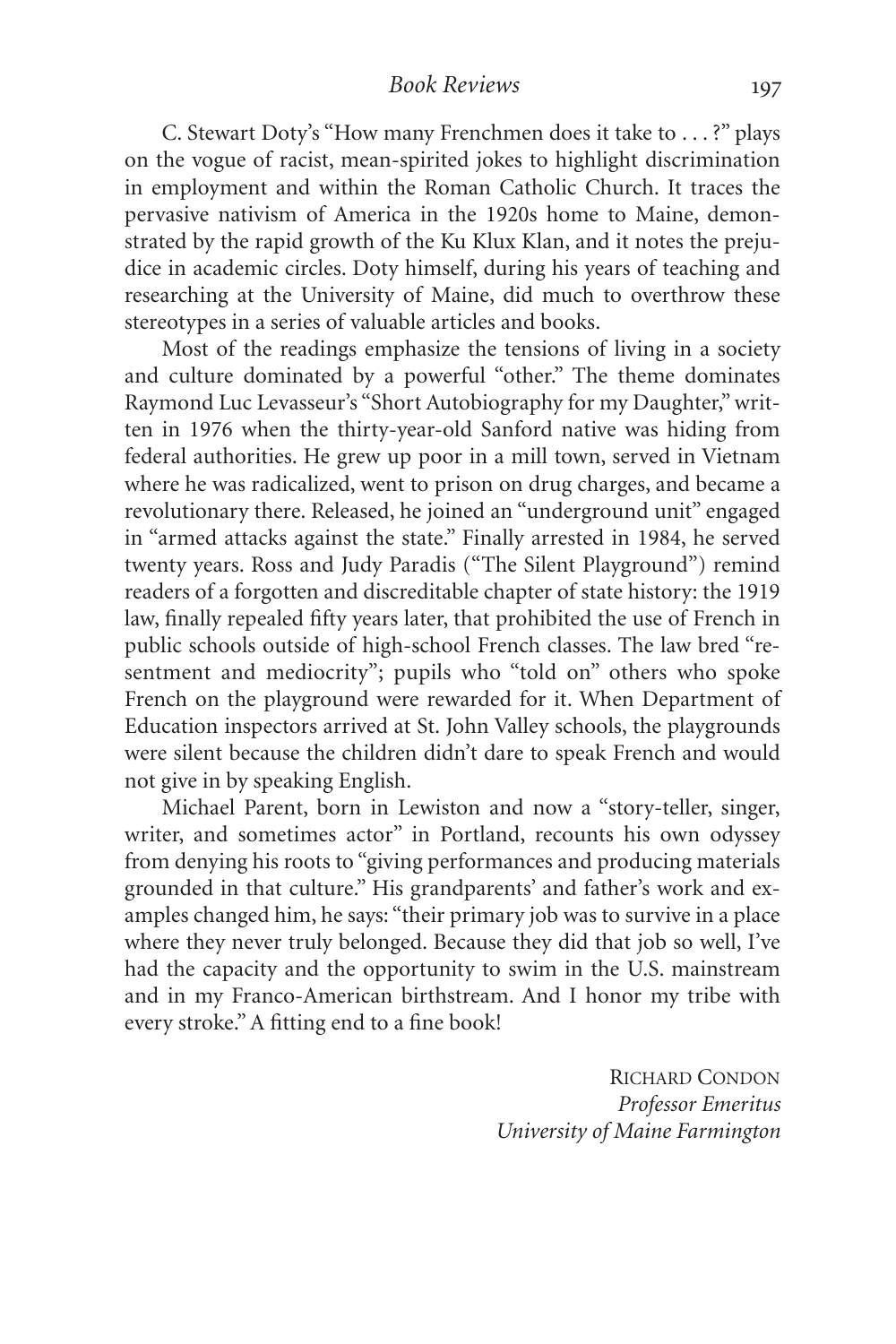C. Stewart Doty's "How many Frenchmen does it take to . . . ?" plays on the vogue of racist, mean-spirited jokes to highlight discrimination in employment and within the Roman Catholic Church. It traces the pervasive nativism of America in the 1920s home to Maine, demonstrated by the rapid growth of the Ku Klux Klan, and it notes the prejudice in academic circles. Doty himself, during his years of teaching and researching at the University of Maine, did much to overthrow these stereotypes in a series of valuable articles and books.

Most of the readings emphasize the tensions of living in a society and culture dominated by a powerful "other." The theme dominates Raymond Luc Levasseur's "Short Autobiography for my Daughter," written in 1976 when the thirty-year-old Sanford native was hiding from federal authorities. He grew up poor in a mill town, served in Vietnam where he was radicalized, went to prison on drug charges, and became a revolutionary there. Released, he joined an "underground unit" engaged in "armed attacks against the state." Finally arrested in 1984, he served twenty years. Ross and Judy Paradis ("The Silent Playground") remind readers of a forgotten and discreditable chapter of state history: the 1919 law, finally repealed fifty years later, that prohibited the use of French in public schools outside of high-school French classes. The law bred "resentment and mediocrity"; pupils who "told on" others who spoke French on the playground were rewarded for it. When Department of Education inspectors arrived at St. John Valley schools, the playgrounds were silent because the children didn't dare to speak French and would not give in by speaking English.

Michael Parent, born in Lewiston and now a "story-teller, singer, writer, and sometimes actor" in Portland, recounts his own odyssey from denying his roots to "giving performances and producing materials grounded in that culture." His grandparents' and father's work and examples changed him, he says: "their primary job was to survive in a place where they never truly belonged. Because they did that job so well, I've had the capacity and the opportunity to swim in the U.S. mainstream and in my Franco-American birthstream. And I honor my tribe with every stroke." A fitting end to a fine book!

Richard Condon
*Professor Emeritus*
*University of Maine Farmington*